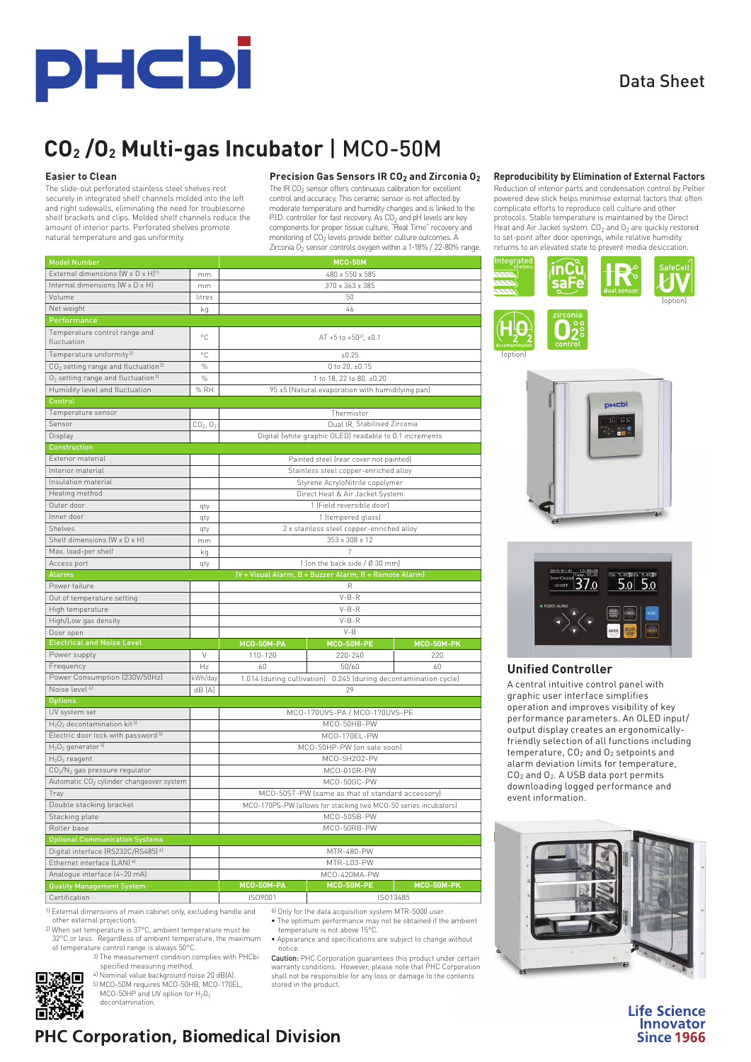# $CO_2$ /$O_2$ Multi-gas Incubator | MCO-50M

Data Sheet

### Easier to Clean

The slide-out perforated stainless steel shelves rest securely in integrated shelf channels molded into the left and right sidewalls, eliminating the need for troublesome shelf brackets and clips. Molded shelf channels reduce the amount of interior parts. Perforated shelves promote natural temperature and gas uniformity.

### Precision Gas Sensors IR $CO_2$ and Zirconia $O_2$

The IR $CO_2$ sensor offers continuous calibration for excellent control and accuracy. This ceramic sensor is not affected by moderate temperature and humidity changes and is linked to the P.I.D. controller for fast recovery. As $CO_2$ and pH levels are key components for proper tissue culture, "Real Time" recovery and monitoring of $CO_2$ levels provide better culture outcomes. A Zirconia $O_2$ sensor controls oxygen within a 1-18% / 22-80% range.

### Reproducibility by Elimination of External Factors

Reduction of interior parts and condensation control by Peltier powered dew stick helps minimise external factors that often complicate efforts to reproduce cell culture and other protocols. Stable temperature is maintained by the Direct Heat and Air Jacket system. $CO_2$ and $O_2$ are quickly restored to set-point after door openings, while relative humidity returns to an elevated state to prevent media desiccation.

Integrated shelves | inCu saFe | IR dual sensor | SafeCell UV (option) | $H_2O_2$ decontamination (option) | zirconia $O_2$ control

| Model Number | | MCO-50M | | |
|---|---|---|---|---|
| External dimensions (W x D x H)[1] | mm | 480 x 550 x 585 | | |
| Internal dimensions (W x D x H) | mm | 370 x 363 x 385 | | |
| Volume | litres | 50 | | |
| Net weight | kg | 46 | | |
| **Performance** | | | | |
| Temperature control range and fluctuation | °C | AT +5 to +50[2], ±0.1 | | |
| Temperature uniformity[3] | °C | ±0.25 | | |
| $CO_2$ setting range and fluctuation[3] | % | 0 to 20, ±0.15 | | |
| $O_2$ setting range and fluctuation[3] | % | 1 to 18, 22 to 80, ±0.20 | | |
| Humidity level and fluctuation | % RH | 95 ±5 (Natural evaporation with humidifying pan) | | |
| **Control** | | | | |
| Temperature sensor | | Thermistor | | |
| Sensor | $CO_2$, $O_2$ | Dual IR, Stabilised Zirconia | | |
| Display | | Digital (white graphic OLED) readable to 0.1 increments | | |
| **Construction** | | | | |
| Exterior material | | Painted steel (rear cover not painted) | | |
| Interior material | | Stainless steel copper-enriched alloy | | |
| Insulation material | | Styrene AcryloNitrile copolymer | | |
| Heating method | | Direct Heat & Air Jacket System | | |
| Outer door | qty | 1 (Field reversible door) | | |
| Inner door | qty | 1 (tempered glass) | | |
| Shelves | qty | 2 x stainless steel copper-enriched alloy | | |
| Shelf dimensions (W x D x H) | mm | 353 x 308 x 12 | | |
| Max. load-per shelf | kg | 7 | | |
| Access port | qty | 1 (on the back side / Ø 30 mm) | | |
| **Alarms** | | (V = Visual Alarm, B = Buzzer Alarm, R = Remote Alarm) | | |
| Power failure | | R | | |
| Out of temperature setting | | V-B-R | | |
| High temperature | | V-B-R | | |
| High/Low gas density | | V-B-R | | |
| Door open | | V-B | | |
| **Electrical and Noise Level** | | **MCO-50M-PA** | **MCO-50M-PE** | **MCO-50M-PK** |
| Power supply | V | 110-120 | 220-240 | 220 |
| Frequency | Hz | 60 | 50/60 | 60 |
| Power Consumption (230V/50Hz) | kWh/day | 1.014 (during cultivation) 0.245 (during decontamination cycle) | | |
| Noise level[4] | dB [A] | 29 | | |
| **Options** | | | | |
| UV system set | | MCO-170UVS-PA / MCO-170UVS-PE | | |
| $H_2O_2$ decontamination kit[5] | | MCO-50HB-PW | | |
| Electric door lock with password[5] | | MCO-170EL-PW | | |
| $H_2O_2$ generator[5] | | MCO-50HP-PW (on sale soon) | | |
| $H_2O_2$ reagent | | MCO-5H2O2-PW | | |
| $CO_2$/$N_2$ gas pressure regulator | | MCO-010R-PW | | |
| Automatic $CO_2$ cylinder changeover system | | MCO-50GC-PW | | |
| Tray | | MCO-50ST-PW (same as that of standard accessory) | | |
| Double stacking bracket | | MCO-170PS-PW (allows for stacking two MCO-50 series incubators) | | |
| Stacking plate | | MCO-50SB-PW | | |
| Roller base | | MCO-50RB-PW | | |
| **Optional Communication Systems** | | | | |
| Digital interface (RS232C/RS485)[6] | | MTR-480-PW | | |
| Ethernet interface (LAN)[6] | | MTR-L03-PW | | |
| Analogue interface (4–20 mA) | | MCO-420MA-PW | | |
| **Quality Management System** | | **MCO-50M-PA** | **MCO-50M-PE** | **MCO-50M-PK** |
| Certification | | ISO9001 | ISO13485 | |

1) External dimensions of main cabinet only, excluding handle and other external projections.
2) When set temperature is 37°C, ambient temperature must be 32°C or less. Regardless of ambient temperature, the maximum of temperature control range is always 50°C.
3) The measurement condition complies with PHCbi specified measuring method.
4) Nominal value background noise 20 dB(A).
5) MCO-50M requires MCO-50HB, MCO-170EL, MCO-50HP and UV option for $H_2O_2$ decontamination.
6) Only for the data acquisition system MTR-5000 user.

- The optimum performance may not be obtained if the ambient temperature is not above 15°C.
- Appearance and specifications are subject to change without notice.

**Caution:** PHC Corporation guarantees this product under certain warranty conditions. However, please note that PHC Corporation shall not be responsible for any loss or damage to the contents stored in the product.

### Unified Controller

A central intuitive control panel with graphic user interface simplifies operation and improves visibility of key performance parameters. An OLED input/output display creates an ergonomically-friendly selection of all functions including temperature, $CO_2$ and $O_2$ setpoints and alarm deviation limits for temperature, $CO_2$ and $O_2$. A USB data port permits downloading logged performance and event information.

## PHC Corporation, Biomedical Division

Life Science Innovator Since 1966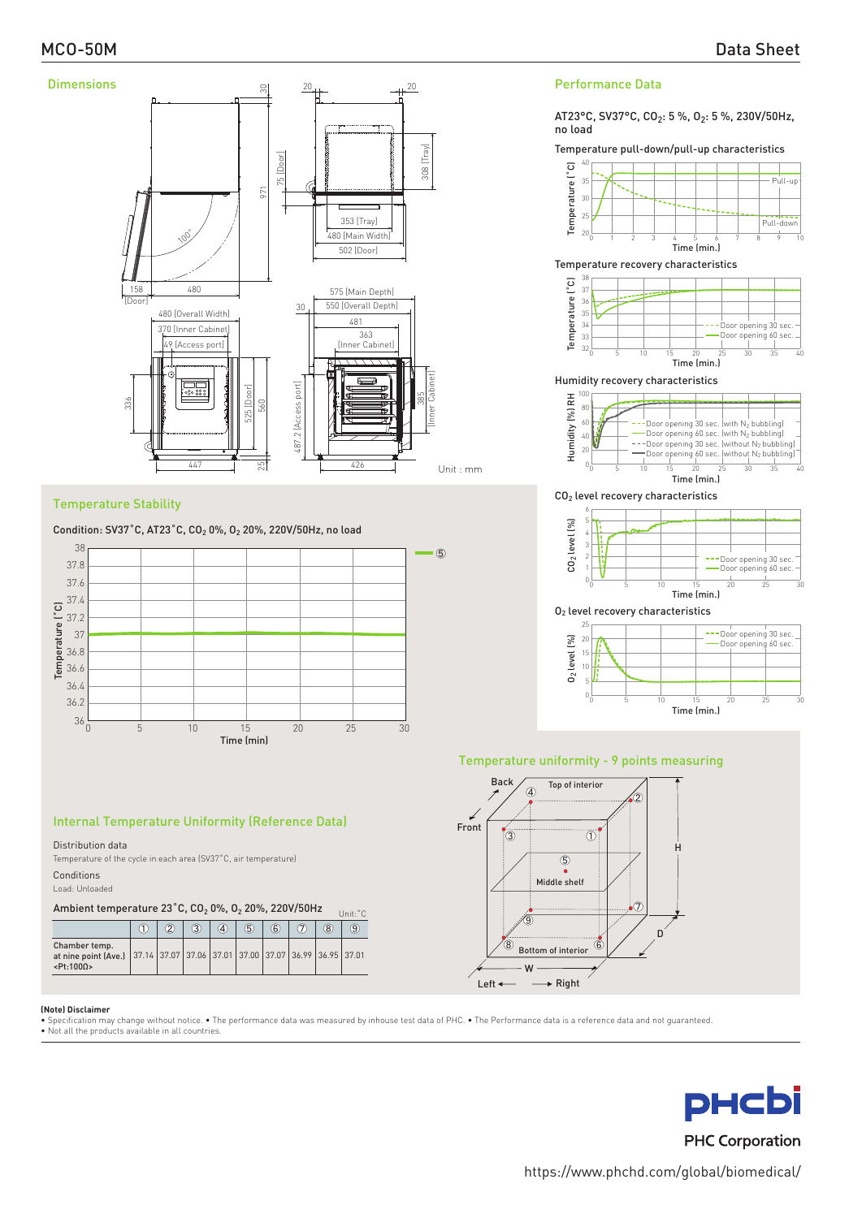## Dimensions

30
20
20
75 [Door]
308 [Tray]
971
100°
353 [Tray]
480 [Main Width]
502 [Door]
158 [Door]
480
480 [Overall Width]
370 [Inner Cabinet]
49 [Access port]
336
525 [Door]
560
447
25
575 [Main Depth]
30
550 [Overall Depth]
481
363 [Inner Cabinet]
487.2 [Access port]
385 [Inner Cabinet]
426

Unit : mm

## Performance Data

AT23°C, SV37°C, $CO_2$: 5 %, $O_2$: 5 %, 230V/50Hz, no load

### Temperature pull-down/pull-up characteristics

Temperature (°C)
Time (min.)
Pull-up
Pull-down

### Temperature recovery characteristics

Temperature (°C)
Time (min.)
Door opening 30 sec.
Door opening 60 sec.

### Humidity recovery characteristics

Humidity (%) RH
Time (min.)
Door opening 30 sec. (with $N_2$ bubbling)
Door opening 60 sec. (with $N_2$ bubbling)
Door opening 30 sec. (without $N_2$ bubbling)
Door opening 60 sec. (without $N_2$ bubbling)

### $CO_2$ level recovery characteristics

$CO_2$ level (%)
Time (min.)
Door opening 30 sec.
Door opening 60 sec.

### $O_2$ level recovery characteristics

$O_2$ level (%)
Time (min.)
Door opening 30 sec.
Door opening 60 sec.

## Temperature Stability

Condition: SV37˚C, AT23˚C, $CO_2$ 0%, $O_2$ 20%, 220V/50Hz, no load

Temperature (˚C)
Time (min)
⑤

## Temperature uniformity - 9 points measuring

Back
Front
Top of interior
Middle shelf
Bottom of interior
H
D
W
Left
Right

## Internal Temperature Uniformity (Reference Data)

Distribution data

Temperature of the cycle in each area (SV37˚C, air temperature)

Conditions

Load: Unloaded

Ambient temperature 23˚C, $CO_2$ 0%, $O_2$ 20%, 220V/50Hz

Unit: ˚C

| | ① | ② | ③ | ④ | ⑤ | ⑥ | ⑦ | ⑧ | ⑨ |
|---|---|---|---|---|---|---|---|---|---|
| Chamber temp. at nine point (Ave.) <Pt:100Ω> | 37.14 | 37.07 | 37.06 | 37.01 | 37.00 | 37.07 | 36.99 | 36.95 | 37.01 |

**(Note) Disclaimer**

- Specification may change without notice.
- The performance data was measured by inhouse test data of PHC.
- The Performance data is a reference data and not guaranteed.
- Not all the products available in all countries.

PHC Corporation

https://www.phchd.com/global/biomedical/